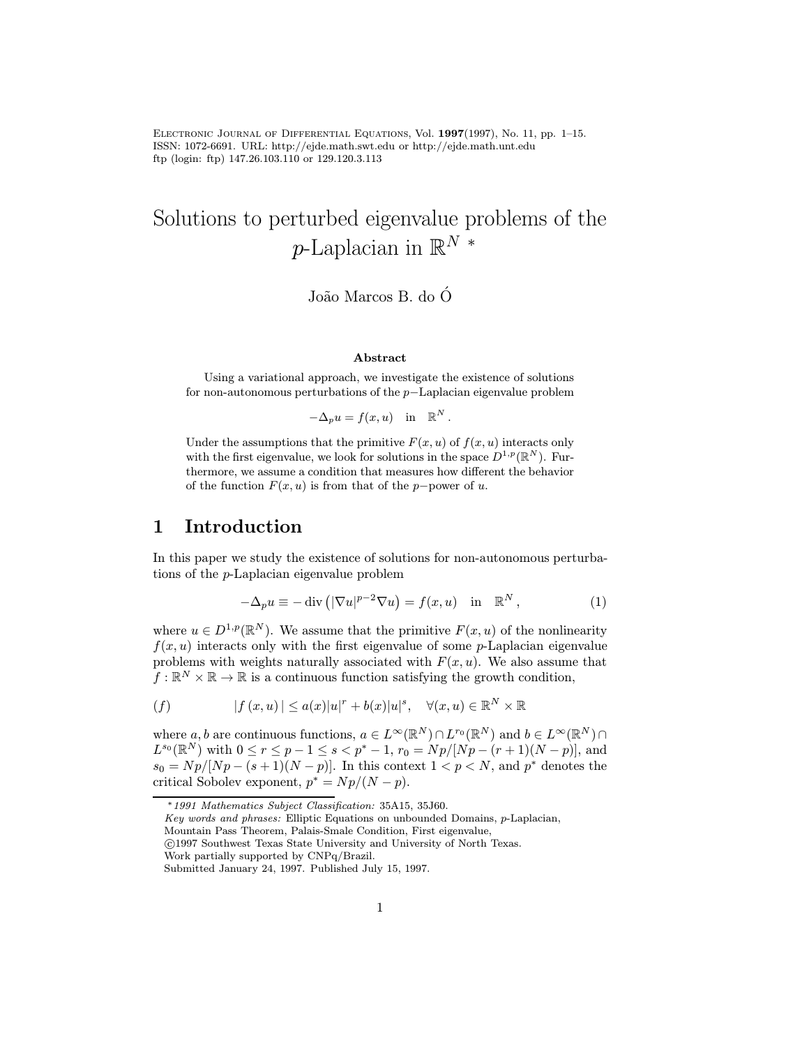# Solutions to perturbed eigenvalue problems of the $p$-Laplacian in $\mathbb{R}^N$ *

João Marcos B. do Ó

### Abstract

Using a variational approach, we investigate the existence of solutions for non-autonomous perturbations of the $p-$Laplacian eigenvalue problem

$$-\Delta_p u = f(x,u) \quad \text{in} \quad \mathbb{R}^N .$$

Under the assumptions that the primitive $F(x,u)$ of $f(x,u)$ interacts only with the first eigenvalue, we look for solutions in the space $D^{1,p}(\mathbb{R}^N)$. Furthermore, we assume a condition that measures how different the behavior of the function $F(x,u)$ is from that of the $p-$power of $u$.

## 1 Introduction

In this paper we study the existence of solutions for non-autonomous perturbations of the $p$-Laplacian eigenvalue problem

$$-\Delta_p u \equiv -\operatorname{div}\left(|\nabla u|^{p-2}\nabla u\right) = f(x,u) \quad \text{in} \quad \mathbb{R}^N , \tag{1}$$

where $u \in D^{1,p}(\mathbb{R}^N)$. We assume that the primitive $F(x,u)$ of the nonlinearity $f(x,u)$ interacts only with the first eigenvalue of some $p$-Laplacian eigenvalue problems with weights naturally associated with $F(x,u)$. We also assume that $f : \mathbb{R}^N \times \mathbb{R} \to \mathbb{R}$ is a continuous function satisfying the growth condition,

$$(f) \qquad |f(x,u)| \le a(x)|u|^r + b(x)|u|^s, \quad \forall (x,u) \in \mathbb{R}^N \times \mathbb{R}$$

where $a, b$ are continuous functions, $a \in L^\infty(\mathbb{R}^N) \cap L^{r_0}(\mathbb{R}^N)$ and $b \in L^\infty(\mathbb{R}^N) \cap L^{s_0}(\mathbb{R}^N)$ with $0 \le r \le p-1 \le s < p^* - 1$, $r_0 = Np/[Np - (r+1)(N-p)]$, and $s_0 = Np/[Np - (s+1)(N-p)]$. In this context $1 < p < N$, and $p^*$ denotes the critical Sobolev exponent, $p^* = Np/(N-p)$.

---

* *1991 Mathematics Subject Classification:* 35A15, 35J60.
*Key words and phrases:* Elliptic Equations on unbounded Domains, $p$-Laplacian, Mountain Pass Theorem, Palais-Smale Condition, First eigenvalue,
©1997 Southwest Texas State University and University of North Texas.
Work partially supported by CNPq/Brazil.
Submitted January 24, 1997. Published July 15, 1997.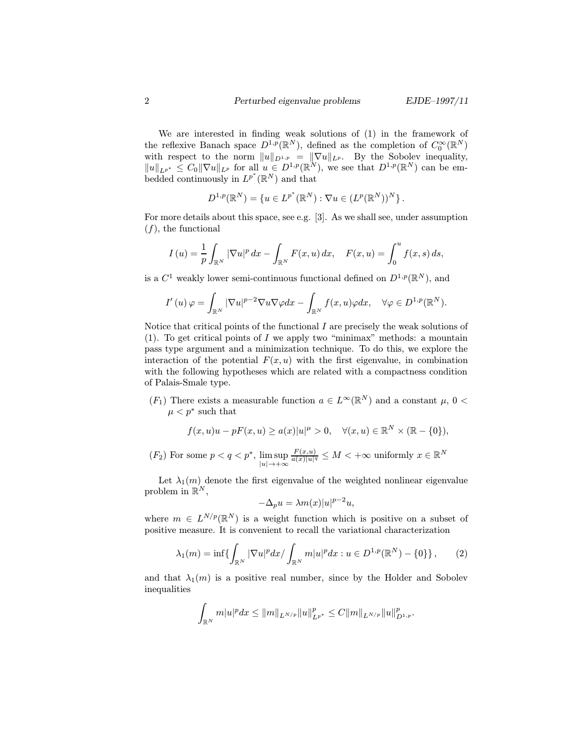We are interested in finding weak solutions of (1) in the framework of the reflexive Banach space $D^{1,p}(\mathbb{R}^N)$, defined as the completion of $C_0^\infty(\mathbb{R}^N)$ with respect to the norm $\|u\|_{D^{1,p}} = \|\nabla u\|_{L^p}$. By the Sobolev inequality, $\|u\|_{L^{p^*}} \le C_0 \|\nabla u\|_{L^p}$ for all $u \in D^{1,p}(\mathbb{R}^N)$, we see that $D^{1,p}(\mathbb{R}^N)$ can be embedded continuously in $L^{p^*}(\mathbb{R}^N)$ and that

$$D^{1,p}(\mathbb{R}^N) = \{u \in L^{p^*}(\mathbb{R}^N) : \nabla u \in (L^p(\mathbb{R}^N))^N\}.$$

For more details about this space, see e.g. [3]. As we shall see, under assumption $(f)$, the functional

$$I\,(u) = \frac{1}{p}\int_{\mathbb{R}^N} |\nabla u|^p\,dx - \int_{\mathbb{R}^N} F(x,u)\,dx, \quad F(x,u) = \int_0^u f(x,s)\,ds,$$

is a $C^1$ weakly lower semi-continuous functional defined on $D^{1,p}(\mathbb{R}^N)$, and

$$I'\,(u)\,\varphi = \int_{\mathbb{R}^N} |\nabla u|^{p-2}\nabla u \nabla \varphi dx - \int_{\mathbb{R}^N} f(x,u)\varphi dx, \quad \forall \varphi \in D^{1,p}(\mathbb{R}^N).$$

Notice that critical points of the functional $I$ are precisely the weak solutions of (1). To get critical points of $I$ we apply two "minimax" methods: a mountain pass type argument and a minimization technique. To do this, we explore the interaction of the potential $F(x,u)$ with the first eigenvalue, in combination with the following hypotheses which are related with a compactness condition of Palais-Smale type.

$(F_1)$ There exists a measurable function $a \in L^\infty(\mathbb{R}^N)$ and a constant $\mu$, $0 < \mu < p^*$ such that

$$f(x,u)u - pF(x,u) \ge a(x)|u|^\mu > 0, \quad \forall (x,u) \in \mathbb{R}^N \times (\mathbb{R} - \{0\}),$$

$(F_2)$ For some $p < q < p^*$, $\limsup\limits_{|u|\to+\infty} \frac{F(x,u)}{a(x)|u|^q} \le M < +\infty$ uniformly $x \in \mathbb{R}^N$

Let $\lambda_1(m)$ denote the first eigenvalue of the weighted nonlinear eigenvalue problem in $\mathbb{R}^N$,

$$-\Delta_p u = \lambda m(x)|u|^{p-2}u,$$

where $m \in L^{N/p}(\mathbb{R}^N)$ is a weight function which is positive on a subset of positive measure. It is convenient to recall the variational characterization

$$\lambda_1(m) = \inf\{\int_{\mathbb{R}^N} |\nabla u|^p dx / \int_{\mathbb{R}^N} m|u|^p dx : u \in D^{1,p}(\mathbb{R}^N) - \{0\}\}, \qquad (2)$$

and that $\lambda_1(m)$ is a positive real number, since by the Holder and Sobolev inequalities

$$\int_{\mathbb{R}^N} m|u|^p dx \le \|m\|_{L^{N/p}} \|u\|^p_{L^{p^*}} \le C\|m\|_{L^{N/p}} \|u\|^p_{D^{1,p}}.$$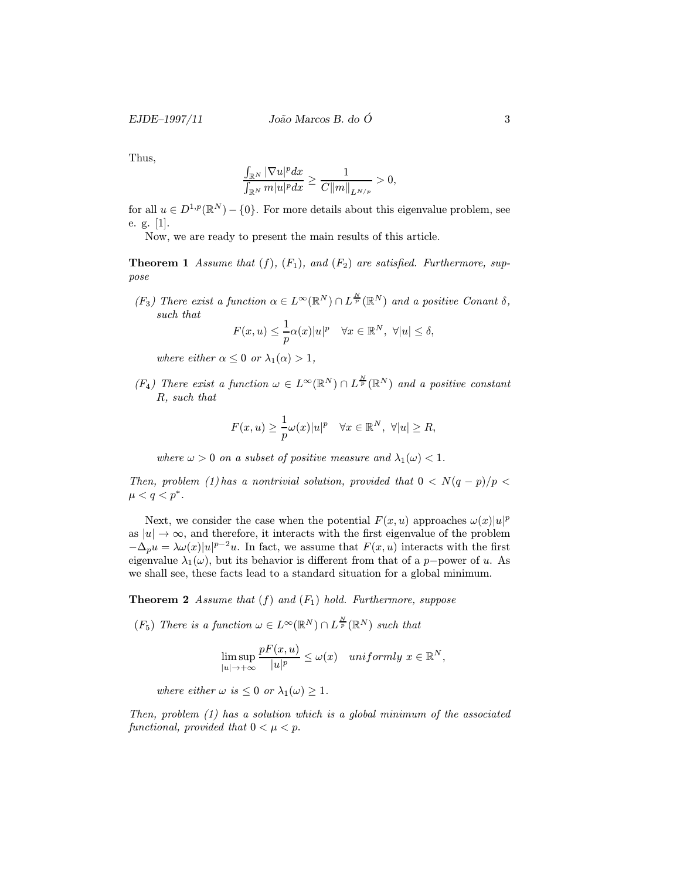Thus,

$$\frac{\int_{\mathbb{R}^N} |\nabla u|^p dx}{\int_{\mathbb{R}^N} m|u|^p dx} \geq \frac{1}{C\|m\|_{L^{N/p}}} > 0,$$

for all $u \in D^{1,p}(\mathbb{R}^N) - \{0\}$. For more details about this eigenvalue problem, see e. g. [1].

Now, we are ready to present the main results of this article.

**Theorem 1** *Assume that $(f)$, $(F_1)$, and $(F_2)$ are satisfied. Furthermore, suppose*

*$(F_3)$ There exist a function $\alpha \in L^\infty(\mathbb{R}^N) \cap L^{\frac{N}{p}}(\mathbb{R}^N)$ and a positive Conant $\delta$, such that*

$$F(x,u) \leq \frac{1}{p}\alpha(x)|u|^p \quad \forall x \in \mathbb{R}^N,\ \forall |u| \leq \delta,$$

*where either $\alpha \leq 0$ or $\lambda_1(\alpha) > 1$,*

*$(F_4)$ There exist a function $\omega \in L^\infty(\mathbb{R}^N) \cap L^{\frac{N}{p}}(\mathbb{R}^N)$ and a positive constant $R$, such that*

$$F(x,u) \geq \frac{1}{p}\omega(x)|u|^p \quad \forall x \in \mathbb{R}^N,\ \forall |u| \geq R,$$

*where $\omega > 0$ on a subset of positive measure and $\lambda_1(\omega) < 1$.*

*Then, problem (1) has a nontrivial solution, provided that $0 < N(q-p)/p < \mu < q < p^*$.*

Next, we consider the case when the potential $F(x,u)$ approaches $\omega(x)|u|^p$ as $|u| \to \infty$, and therefore, it interacts with the first eigenvalue of the problem $-\Delta_p u = \lambda \omega(x)|u|^{p-2}u$. In fact, we assume that $F(x,u)$ interacts with the first eigenvalue $\lambda_1(\omega)$, but its behavior is different from that of a $p-$power of $u$. As we shall see, these facts lead to a standard situation for a global minimum.

**Theorem 2** *Assume that $(f)$ and $(F_1)$ hold. Furthermore, suppose*

*$(F_5)$ There is a function $\omega \in L^\infty(\mathbb{R}^N) \cap L^{\frac{N}{p}}(\mathbb{R}^N)$ such that*

$$\limsup_{|u| \to +\infty} \frac{pF(x,u)}{|u|^p} \leq \omega(x) \quad uniformly\ x \in \mathbb{R}^N,$$

*where either $\omega$ is $\leq 0$ or $\lambda_1(\omega) \geq 1$.*

*Then, problem (1) has a solution which is a global minimum of the associated functional, provided that $0 < \mu < p$.*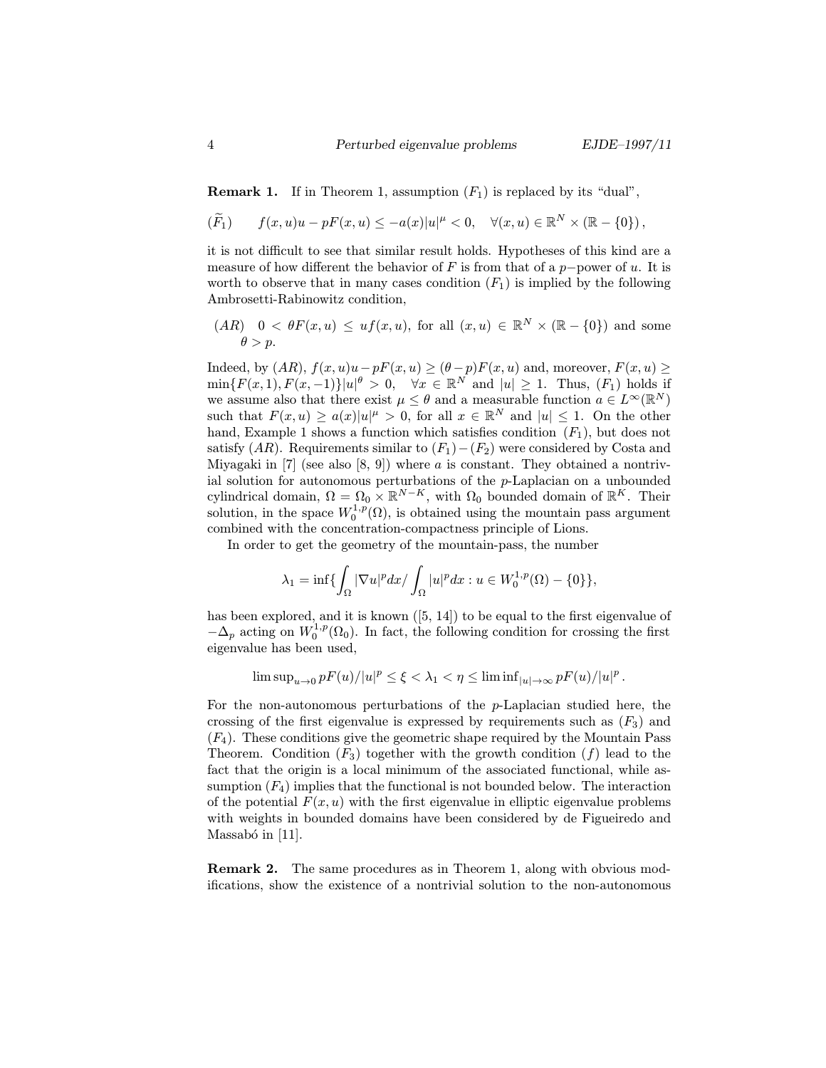**Remark 1.** If in Theorem 1, assumption $(F_1)$ is replaced by its "dual",

$$(\widetilde{F}_1) \qquad f(x,u)u - pF(x,u) \leq -a(x)|u|^{\mu} < 0, \quad \forall (x,u) \in \mathbb{R}^N \times (\mathbb{R} - \{0\}),$$

it is not difficult to see that similar result holds. Hypotheses of this kind are a measure of how different the behavior of $F$ is from that of a $p-$power of $u$. It is worth to observe that in many cases condition $(F_1)$ is implied by the following Ambrosetti-Rabinowitz condition,

$(AR)$ $0 < \theta F(x,u) \leq uf(x,u)$, for all $(x,u) \in \mathbb{R}^N \times (\mathbb{R} - \{0\})$ and some $\theta > p$.

Indeed, by $(AR)$, $f(x,u)u - pF(x,u) \geq (\theta - p)F(x,u)$ and, moreover, $F(x,u) \geq \min\{F(x,1), F(x,-1)\}|u|^{\theta} > 0$, $\forall x \in \mathbb{R}^N$ and $|u| \geq 1$. Thus, $(F_1)$ holds if we assume also that there exist $\mu \leq \theta$ and a measurable function $a \in L^{\infty}(\mathbb{R}^N)$ such that $F(x,u) \geq a(x)|u|^{\mu} > 0$, for all $x \in \mathbb{R}^N$ and $|u| \leq 1$. On the other hand, Example 1 shows a function which satisfies condition $(F_1)$, but does not satisfy $(AR)$. Requirements similar to $(F_1)-(F_2)$ were considered by Costa and Miyagaki in [7] (see also [8, 9]) where $a$ is constant. They obtained a nontrivial solution for autonomous perturbations of the $p$-Laplacian on a unbounded cylindrical domain, $\Omega = \Omega_0 \times \mathbb{R}^{N-K}$, with $\Omega_0$ bounded domain of $\mathbb{R}^K$. Their solution, in the space $W_0^{1,p}(\Omega)$, is obtained using the mountain pass argument combined with the concentration-compactness principle of Lions.

In order to get the geometry of the mountain-pass, the number

$$\lambda_1 = \inf\{\int_{\Omega} |\nabla u|^p dx / \int_{\Omega} |u|^p dx : u \in W_0^{1,p}(\Omega) - \{0\}\},$$

has been explored, and it is known ([5, 14]) to be equal to the first eigenvalue of $-\Delta_p$ acting on $W_0^{1,p}(\Omega_0)$. In fact, the following condition for crossing the first eigenvalue has been used,

$$\limsup_{u \to 0} pF(u)/|u|^p \leq \xi < \lambda_1 < \eta \leq \liminf_{|u| \to \infty} pF(u)/|u|^p .$$

For the non-autonomous perturbations of the $p$-Laplacian studied here, the crossing of the first eigenvalue is expressed by requirements such as $(F_3)$ and $(F_4)$. These conditions give the geometric shape required by the Mountain Pass Theorem. Condition $(F_3)$ together with the growth condition $(f)$ lead to the fact that the origin is a local minimum of the associated functional, while assumption $(F_4)$ implies that the functional is not bounded below. The interaction of the potential $F(x,u)$ with the first eigenvalue in elliptic eigenvalue problems with weights in bounded domains have been considered by de Figueiredo and Massabó in [11].

**Remark 2.** The same procedures as in Theorem 1, along with obvious modifications, show the existence of a nontrivial solution to the non-autonomous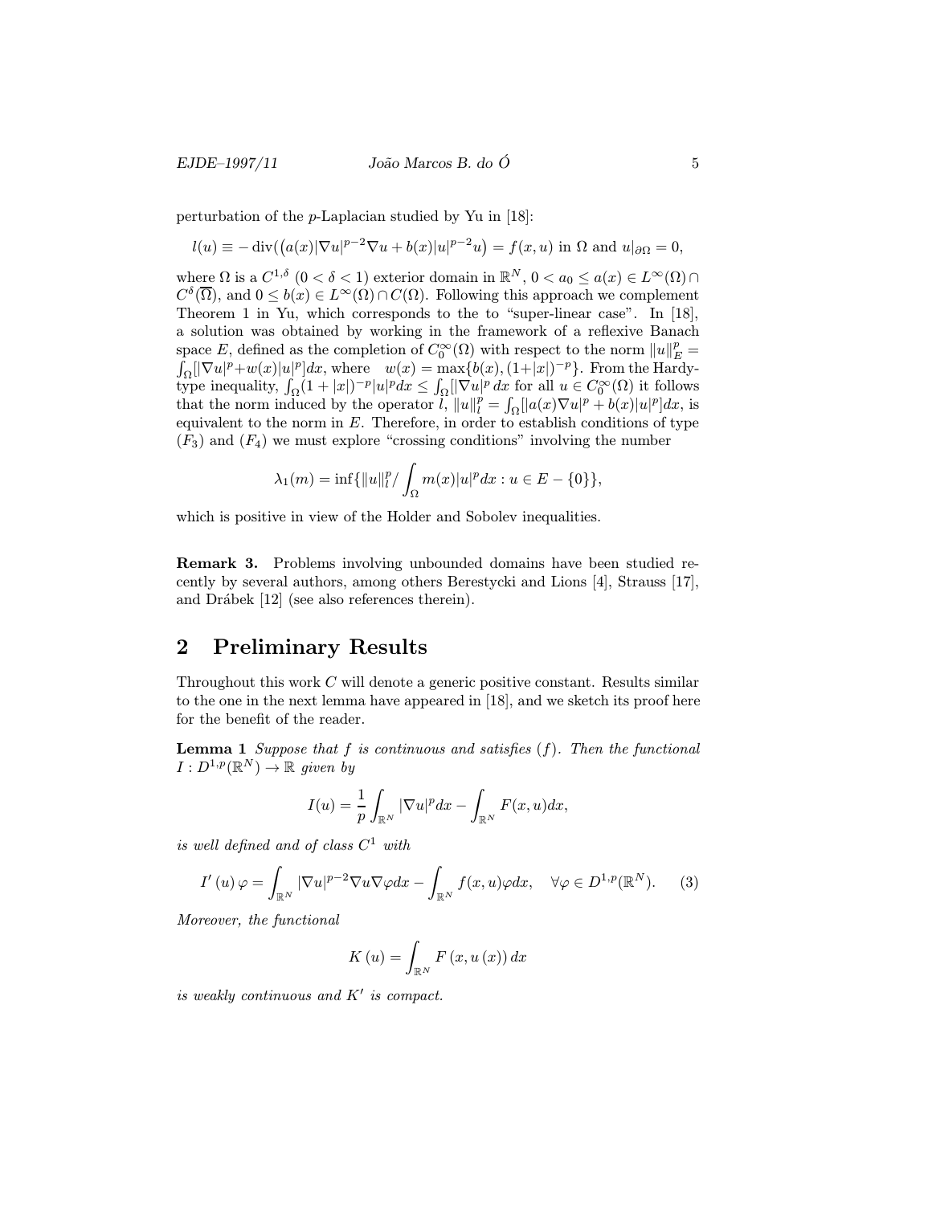perturbation of the $p$-Laplacian studied by Yu in [18]:

$$l(u) \equiv -\operatorname{div}\big(\big(a(x)|\nabla u|^{p-2}\nabla u + b(x)|u|^{p-2}u\big) = f(x,u) \text{ in } \Omega \text{ and } u|_{\partial\Omega} = 0,$$

where $\Omega$ is a $C^{1,\delta}$ $(0 < \delta < 1)$ exterior domain in $\mathbb{R}^N$, $0 < a_0 \le a(x) \in L^\infty(\Omega) \cap C^\delta(\overline{\Omega})$, and $0 \le b(x) \in L^\infty(\Omega) \cap C(\Omega)$. Following this approach we complement Theorem 1 in Yu, which corresponds to the to "super-linear case". In [18], a solution was obtained by working in the framework of a reflexive Banach space $E$, defined as the completion of $C_0^\infty(\Omega)$ with respect to the norm $\|u\|_E^p = \int_\Omega [|\nabla u|^p + w(x)|u|^p]dx$, where $w(x) = \max\{b(x), (1+|x|)^{-p}\}$. From the Hardy-type inequality, $\int_\Omega (1+|x|)^{-p}|u|^p dx \le \int_\Omega [|\nabla u|^p\, dx$ for all $u \in C_0^\infty(\Omega)$ it follows that the norm induced by the operator $l$, $\|u\|_l^p = \int_\Omega [|a(x)\nabla u|^p + b(x)|u|^p]dx$, is equivalent to the norm in $E$. Therefore, in order to establish conditions of type $(F_3)$ and $(F_4)$ we must explore "crossing conditions" involving the number

$$\lambda_1(m) = \inf\{\|u\|_l^p / \int_\Omega m(x)|u|^p dx : u \in E - \{0\}\},$$

which is positive in view of the Holder and Sobolev inequalities.

**Remark 3.** Problems involving unbounded domains have been studied recently by several authors, among others Berestycki and Lions [4], Strauss [17], and Drábek [12] (see also references therein).

## 2 Preliminary Results

Throughout this work $C$ will denote a generic positive constant. Results similar to the one in the next lemma have appeared in [18], and we sketch its proof here for the benefit of the reader.

**Lemma 1** *Suppose that $f$ is continuous and satisfies $(f)$. Then the functional $I : D^{1,p}(\mathbb{R}^N) \to \mathbb{R}$ given by*

$$I(u) = \frac{1}{p}\int_{\mathbb{R}^N} |\nabla u|^p dx - \int_{\mathbb{R}^N} F(x,u)dx,$$

*is well defined and of class $C^1$ with*

$$I'(u)\varphi = \int_{\mathbb{R}^N} |\nabla u|^{p-2}\nabla u \nabla\varphi dx - \int_{\mathbb{R}^N} f(x,u)\varphi dx, \quad \forall \varphi \in D^{1,p}(\mathbb{R}^N). \tag{3}$$

*Moreover, the functional*

$$K(u) = \int_{\mathbb{R}^N} F(x, u(x))\, dx$$

*is weakly continuous and $K'$ is compact.*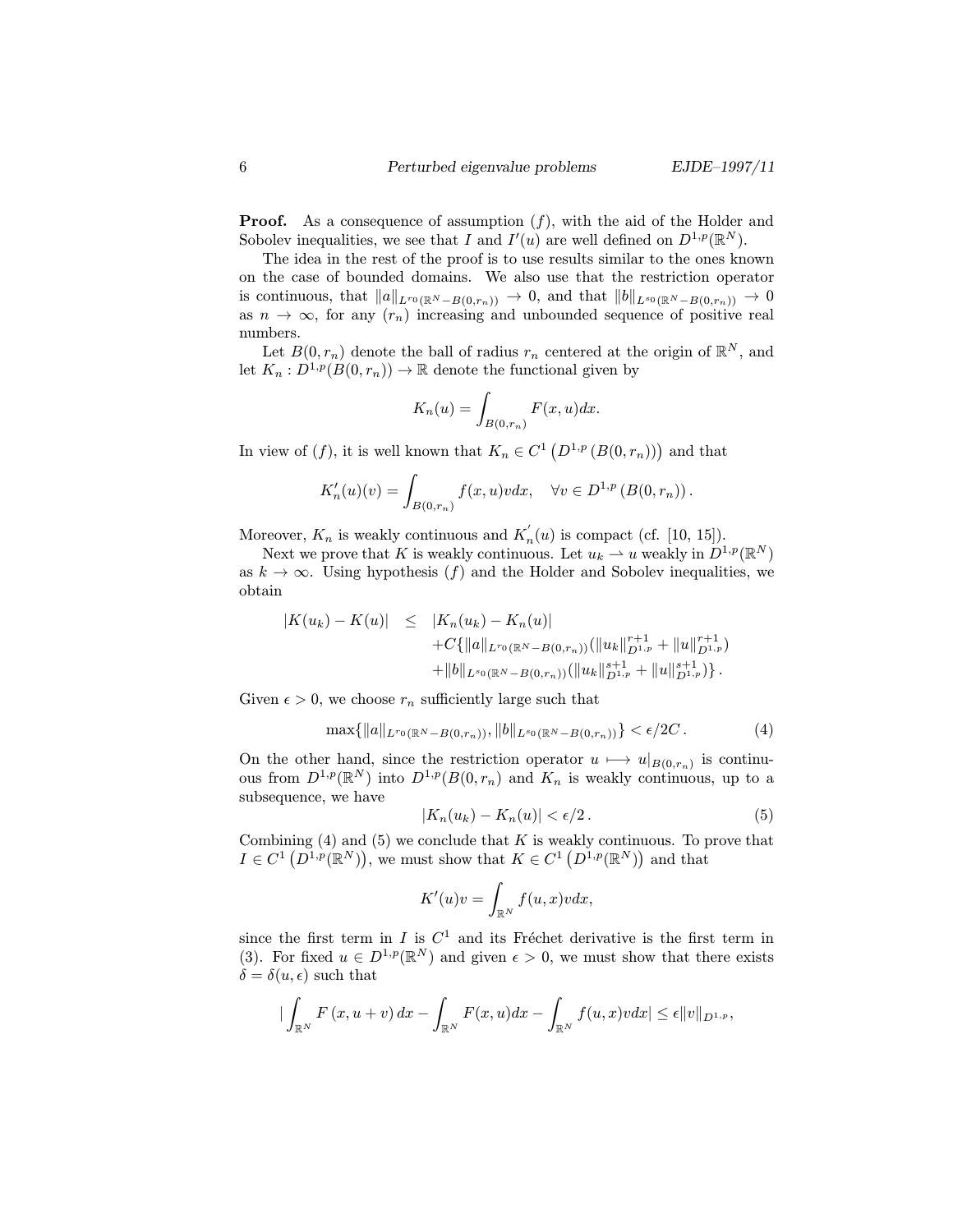**Proof.** As a consequence of assumption $(f)$, with the aid of the Holder and Sobolev inequalities, we see that $I$ and $I'(u)$ are well defined on $D^{1,p}(\mathbb{R}^N)$.

The idea in the rest of the proof is to use results similar to the ones known on the case of bounded domains. We also use that the restriction operator is continuous, that $\|a\|_{L^{r_0}(\mathbb{R}^N - B(0,r_n))} \to 0$, and that $\|b\|_{L^{s_0}(\mathbb{R}^N - B(0,r_n))} \to 0$ as $n \to \infty$, for any $(r_n)$ increasing and unbounded sequence of positive real numbers.

Let $B(0, r_n)$ denote the ball of radius $r_n$ centered at the origin of $\mathbb{R}^N$, and let $K_n : D^{1,p}(B(0, r_n)) \to \mathbb{R}$ denote the functional given by

$$K_n(u) = \int_{B(0,r_n)} F(x, u)dx.$$

In view of $(f)$, it is well known that $K_n \in C^1\left(D^{1,p}\left(B(0, r_n)\right)\right)$ and that

$$K_n'(u)(v) = \int_{B(0,r_n)} f(x, u)vdx, \quad \forall v \in D^{1,p}\left(B(0, r_n)\right).$$

Moreover, $K_n$ is weakly continuous and $K_n^{'}(u)$ is compact (cf. [10, 15]).

Next we prove that $K$ is weakly continuous. Let $u_k \rightharpoonup u$ weakly in $D^{1,p}(\mathbb{R}^N)$ as $k \to \infty$. Using hypothesis $(f)$ and the Holder and Sobolev inequalities, we obtain

$$\begin{aligned}
|K(u_k) - K(u)| \quad \leq \quad & |K_n(u_k) - K_n(u)| \\
& + C\{\|a\|_{L^{r_0}(\mathbb{R}^N - B(0,r_n))}(\|u_k\|^{r+1}_{D^{1,p}} + \|u\|^{r+1}_{D^{1,p}}) \\
& + \|b\|_{L^{s_0}(\mathbb{R}^N - B(0,r_n))}(\|u_k\|^{s+1}_{D^{1,p}} + \|u\|^{s+1}_{D^{1,p}})\}\,.
\end{aligned}$$

Given $\epsilon > 0$, we choose $r_n$ sufficiently large such that

$$\max\{\|a\|_{L^{r_0}(\mathbb{R}^N - B(0,r_n))}, \|b\|_{L^{s_0}(\mathbb{R}^N - B(0,r_n))}\} < \epsilon/2C\,. \tag{4}$$

On the other hand, since the restriction operator $u \longmapsto u|_{B(0,r_n)}$ is continuous from $D^{1,p}(\mathbb{R}^N)$ into $D^{1,p}(B(0, r_n))$ and $K_n$ is weakly continuous, up to a subsequence, we have

$$|K_n(u_k) - K_n(u)| < \epsilon/2\,. \tag{5}$$

Combining (4) and (5) we conclude that $K$ is weakly continuous. To prove that $I \in C^1\left(D^{1,p}(\mathbb{R}^N)\right)$, we must show that $K \in C^1\left(D^{1,p}(\mathbb{R}^N)\right)$ and that

$$K'(u)v = \int_{\mathbb{R}^N} f(u, x)vdx,$$

since the first term in $I$ is $C^1$ and its Fréchet derivative is the first term in (3). For fixed $u \in D^{1,p}(\mathbb{R}^N)$ and given $\epsilon > 0$, we must show that there exists $\delta = \delta(u, \epsilon)$ such that

$$|\int_{\mathbb{R}^N} F\left(x, u + v\right)dx - \int_{\mathbb{R}^N} F(x, u)dx - \int_{\mathbb{R}^N} f(u, x)vdx| \leq \epsilon\|v\|_{D^{1,p}},$$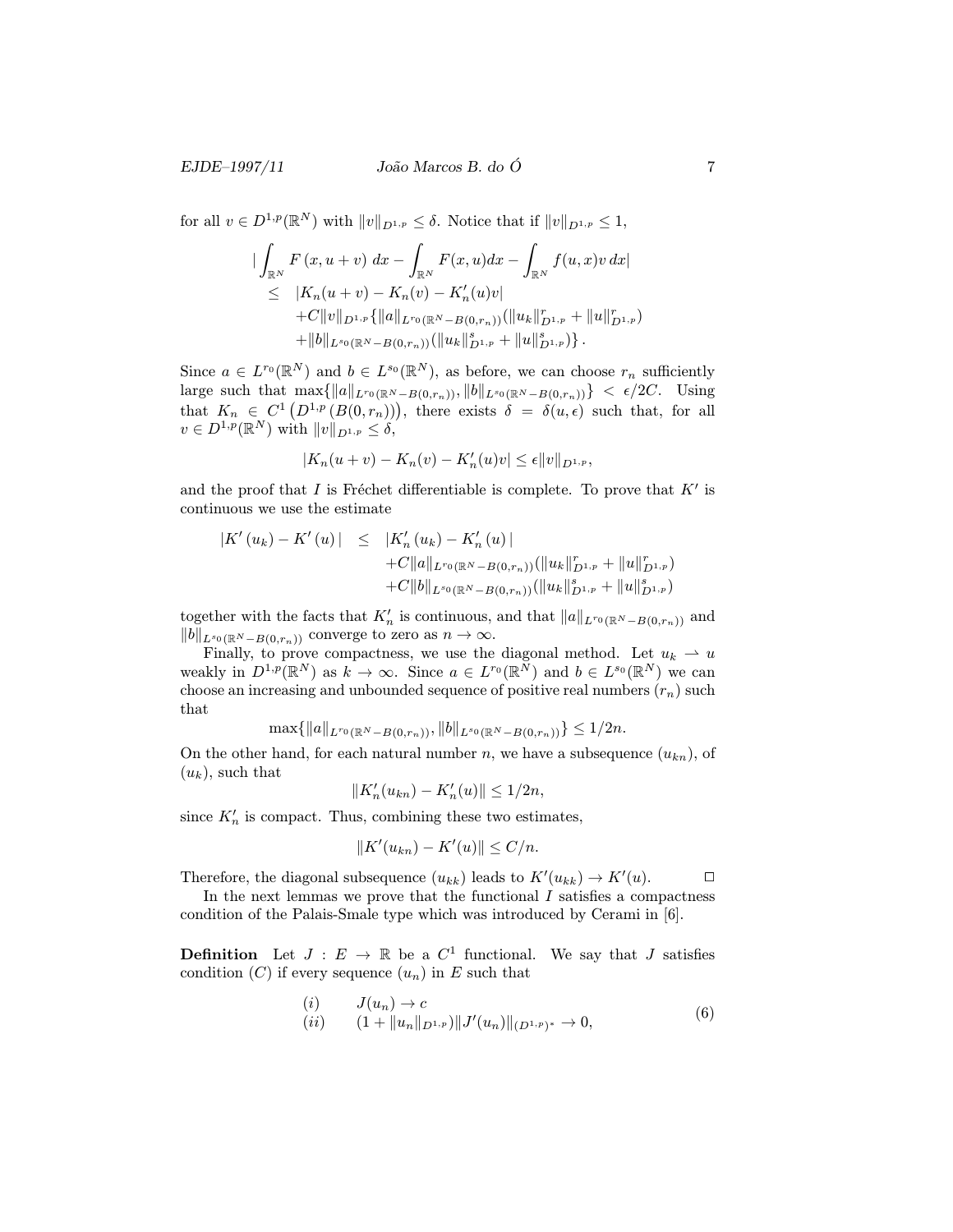for all $v \in D^{1,p}(\mathbb{R}^N)$ with $\|v\|_{D^{1,p}} \leq \delta$. Notice that if $\|v\|_{D^{1,p}} \leq 1$,

$$
\begin{aligned}
&| \int_{\mathbb{R}^N} F(x, u+v)\, dx - \int_{\mathbb{R}^N} F(x,u) dx - \int_{\mathbb{R}^N} f(u,x) v\, dx| \\
&\leq \quad |K_n(u+v) - K_n(v) - K_n'(u)v| \\
&\quad + C\|v\|_{D^{1,p}} \{ \|a\|_{L^{r_0}(\mathbb{R}^N - B(0,r_n))} (\|u_k\|^r_{D^{1,p}} + \|u\|^r_{D^{1,p}}) \\
&\quad + \|b\|_{L^{s_0}(\mathbb{R}^N - B(0,r_n))} (\|u_k\|^s_{D^{1,p}} + \|u\|^s_{D^{1,p}}) \} .
\end{aligned}
$$

Since $a \in L^{r_0}(\mathbb{R}^N)$ and $b \in L^{s_0}(\mathbb{R}^N)$, as before, we can choose $r_n$ sufficiently large such that $\max\{\|a\|_{L^{r_0}(\mathbb{R}^N - B(0,r_n))}, \|b\|_{L^{s_0}(\mathbb{R}^N - B(0,r_n))}\} < \epsilon/2C$. Using that $K_n \in C^1(D^{1,p}(B(0,r_n)))$, there exists $\delta = \delta(u,\epsilon)$ such that, for all $v \in D^{1,p}(\mathbb{R}^N)$ with $\|v\|_{D^{1,p}} \leq \delta$,

$$
|K_n(u+v) - K_n(v) - K_n'(u)v| \leq \epsilon \|v\|_{D^{1,p}},
$$

and the proof that $I$ is Fréchet differentiable is complete. To prove that $K'$ is continuous we use the estimate

$$
\begin{aligned}
|K'(u_k) - K'(u)| \quad &\leq \quad |K_n'(u_k) - K_n'(u)| \\
&\quad + C\|a\|_{L^{r_0}(\mathbb{R}^N - B(0,r_n))} (\|u_k\|^r_{D^{1,p}} + \|u\|^r_{D^{1,p}}) \\
&\quad + C\|b\|_{L^{s_0}(\mathbb{R}^N - B(0,r_n))} (\|u_k\|^s_{D^{1,p}} + \|u\|^s_{D^{1,p}})
\end{aligned}
$$

together with the facts that $K_n'$ is continuous, and that $\|a\|_{L^{r_0}(\mathbb{R}^N - B(0,r_n))}$ and $\|b\|_{L^{s_0}(\mathbb{R}^N - B(0,r_n))}$ converge to zero as $n \to \infty$.

Finally, to prove compactness, we use the diagonal method. Let $u_k \rightharpoonup u$ weakly in $D^{1,p}(\mathbb{R}^N)$ as $k \to \infty$. Since $a \in L^{r_0}(\mathbb{R}^N)$ and $b \in L^{s_0}(\mathbb{R}^N)$ we can choose an increasing and unbounded sequence of positive real numbers $(r_n)$ such that

$$
\max\{\|a\|_{L^{r_0}(\mathbb{R}^N - B(0,r_n))}, \|b\|_{L^{s_0}(\mathbb{R}^N - B(0,r_n))}\} \leq 1/2n.
$$

On the other hand, for each natural number $n$, we have a subsequence $(u_{kn})$, of $(u_k)$, such that

$$
\|K_n'(u_{kn}) - K_n'(u)\| \leq 1/2n,
$$

since $K_n'$ is compact. Thus, combining these two estimates,

$$
\|K'(u_{kn}) - K'(u)\| \leq C/n.
$$

Therefore, the diagonal subsequence $(u_{kk})$ leads to $K'(u_{kk}) \to K'(u)$. $\square$

In the next lemmas we prove that the functional $I$ satisfies a compactness condition of the Palais-Smale type which was introduced by Cerami in [6].

**Definition** Let $J : E \to \mathbb{R}$ be a $C^1$ functional. We say that $J$ satisfies condition $(C)$ if every sequence $(u_n)$ in $E$ such that

$$
\begin{aligned}
&(i) \qquad J(u_n) \to c \\
&(ii) \qquad (1 + \|u_n\|_{D^{1,p}}) \|J'(u_n)\|_{(D^{1,p})^*} \to 0,
\end{aligned}
\tag{6}
$$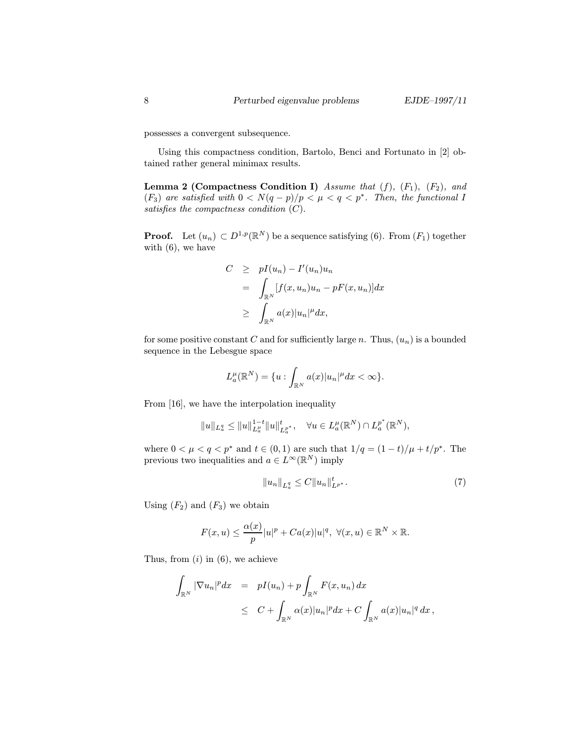possesses a convergent subsequence.

Using this compactness condition, Bartolo, Benci and Fortunato in [2] obtained rather general minimax results.

**Lemma 2 (Compactness Condition I)** *Assume that* $(f)$*,* $(F_1)$*,* $(F_2)$*, and* $(F_3)$ *are satisfied with* $0 < N(q-p)/p < \mu < q < p^*$*. Then, the functional* $I$ *satisfies the compactness condition* $(C)$*.*

**Proof.** Let $(u_n) \subset D^{1,p}(\mathbb{R}^N)$ be a sequence satisfying (6). From $(F_1)$ together with (6), we have

$$
\begin{aligned}
C &\geq pI(u_n) - I'(u_n)u_n \\
&= \int_{\mathbb{R}^N} [f(x,u_n)u_n - pF(x,u_n)]dx \\
&\geq \int_{\mathbb{R}^N} a(x)|u_n|^\mu dx,
\end{aligned}
$$

for some positive constant $C$ and for sufficiently large $n$. Thus, $(u_n)$ is a bounded sequence in the Lebesgue space

$$
L^\mu_a(\mathbb{R}^N) = \{u : \int_{\mathbb{R}^N} a(x)|u_n|^\mu dx < \infty\}.
$$

From [16], we have the interpolation inequality

$$
\|u\|_{L^q_a} \leq \|u\|^{1-t}_{L^\mu_a} \|u\|^t_{L^{p^*}_a}, \quad \forall u \in L^\mu_a(\mathbb{R}^N) \cap L^{p^*}_a(\mathbb{R}^N),
$$

where $0 < \mu < q < p^*$ and $t \in (0,1)$ are such that $1/q = (1-t)/\mu + t/p^*$. The previous two inequalities and $a \in L^\infty(\mathbb{R}^N)$ imply

$$
\|u_n\|_{L^q_a} \leq C\|u_n\|^t_{L^{p^*}}. \tag{7}
$$

Using $(F_2)$ and $(F_3)$ we obtain

$$
F(x,u) \leq \frac{\alpha(x)}{p}|u|^p + Ca(x)|u|^q, \ \forall (x,u) \in \mathbb{R}^N \times \mathbb{R}.
$$

Thus, from $(i)$ in (6), we achieve

$$
\begin{aligned}
\int_{\mathbb{R}^N} |\nabla u_n|^p dx &= pI(u_n) + p\int_{\mathbb{R}^N} F(x,u_n)\,dx \\
&\leq C + \int_{\mathbb{R}^N} \alpha(x)|u_n|^p dx + C\int_{\mathbb{R}^N} a(x)|u_n|^q\,dx,
\end{aligned}
$$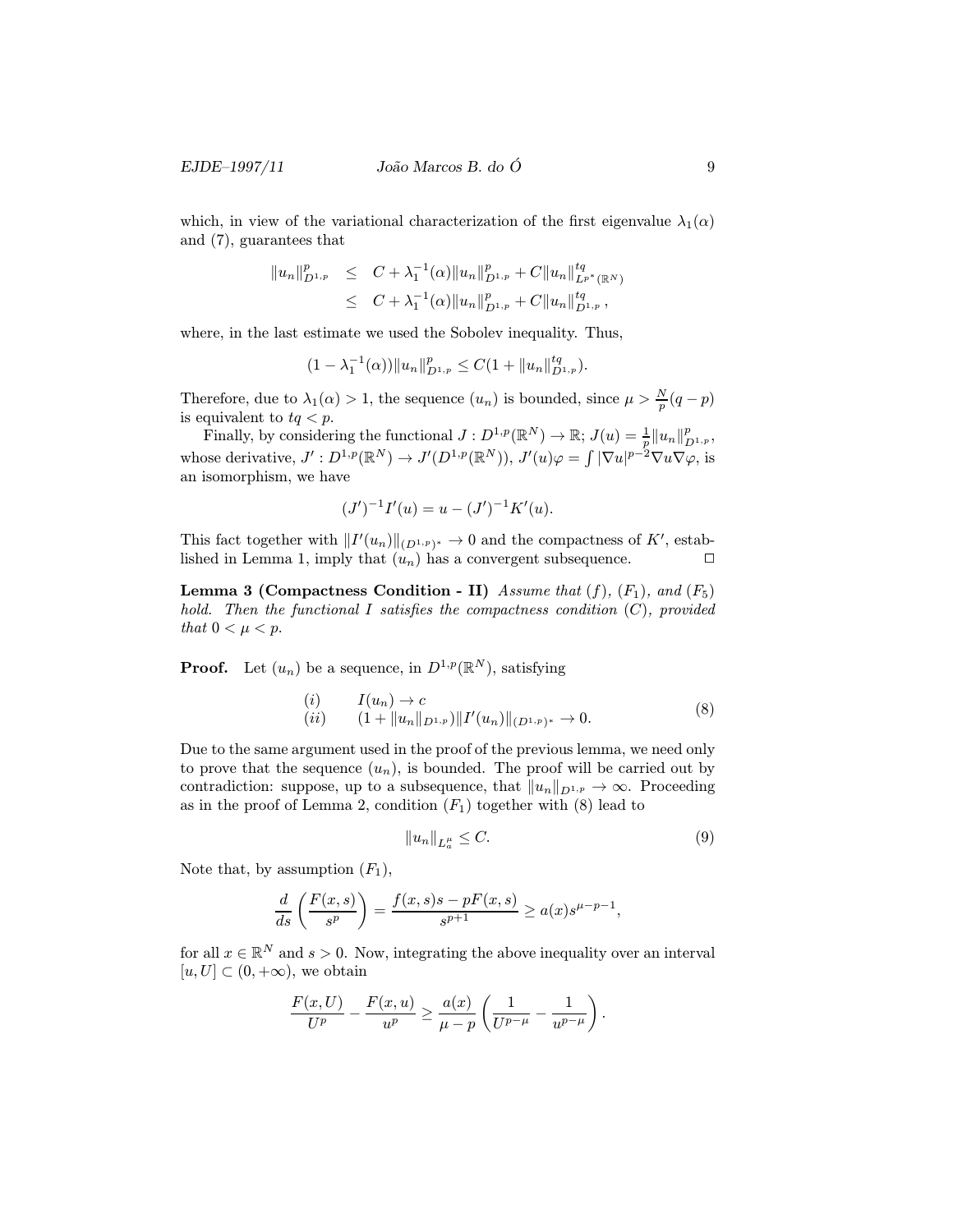which, in view of the variational characterization of the first eigenvalue $\lambda_1(\alpha)$ and (7), guarantees that

$$\begin{aligned}\|u_n\|^p_{D^{1,p}} &\leq C + \lambda_1^{-1}(\alpha)\|u_n\|^p_{D^{1,p}} + C\|u_n\|^{tq}_{L^{p^*}(\mathbb{R}^N)} \\ &\leq C + \lambda_1^{-1}(\alpha)\|u_n\|^p_{D^{1,p}} + C\|u_n\|^{tq}_{D^{1,p}},\end{aligned}$$

where, in the last estimate we used the Sobolev inequality. Thus,

$$(1 - \lambda_1^{-1}(\alpha))\|u_n\|^p_{D^{1,p}} \leq C(1 + \|u_n\|^{tq}_{D^{1,p}}).$$

Therefore, due to $\lambda_1(\alpha) > 1$, the sequence $(u_n)$ is bounded, since $\mu > \frac{N}{p}(q-p)$ is equivalent to $tq < p$.

Finally, by considering the functional $J : D^{1,p}(\mathbb{R}^N) \to \mathbb{R}$; $J(u) = \frac{1}{p}\|u_n\|^p_{D^{1,p}}$, whose derivative, $J' : D^{1,p}(\mathbb{R}^N) \to J'(D^{1,p}(\mathbb{R}^N))$, $J'(u)\varphi = \int |\nabla u|^{p-2}\nabla u \nabla \varphi$, is an isomorphism, we have

$$(J')^{-1}I'(u) = u - (J')^{-1}K'(u).$$

This fact together with $\|I'(u_n)\|_{(D^{1,p})^*} \to 0$ and the compactness of $K'$, established in Lemma 1, imply that $(u_n)$ has a convergent subsequence. □

**Lemma 3 (Compactness Condition - II)** *Assume that $(f)$, $(F_1)$, and $(F_5)$ hold. Then the functional $I$ satisfies the compactness condition $(C)$, provided that $0 < \mu < p$.*

**Proof.** Let $(u_n)$ be a sequence, in $D^{1,p}(\mathbb{R}^N)$, satisfying

$$\begin{aligned}&(i) \qquad I(u_n) \to c \\ &(ii) \qquad (1 + \|u_n\|_{D^{1,p}})\|I'(u_n)\|_{(D^{1,p})^*} \to 0.\end{aligned} \tag{8}$$

Due to the same argument used in the proof of the previous lemma, we need only to prove that the sequence $(u_n)$, is bounded. The proof will be carried out by contradiction: suppose, up to a subsequence, that $\|u_n\|_{D^{1,p}} \to \infty$. Proceeding as in the proof of Lemma 2, condition $(F_1)$ together with (8) lead to

$$\|u_n\|_{L^\mu_a} \leq C. \tag{9}$$

Note that, by assumption $(F_1)$,

$$\frac{d}{ds}\left(\frac{F(x,s)}{s^p}\right) = \frac{f(x,s)s - pF(x,s)}{s^{p+1}} \geq a(x)s^{\mu-p-1},$$

for all $x \in \mathbb{R}^N$ and $s > 0$. Now, integrating the above inequality over an interval $[u, U] \subset (0, +\infty)$, we obtain

$$\frac{F(x,U)}{U^p} - \frac{F(x,u)}{u^p} \geq \frac{a(x)}{\mu - p}\left(\frac{1}{U^{p-\mu}} - \frac{1}{u^{p-\mu}}\right).$$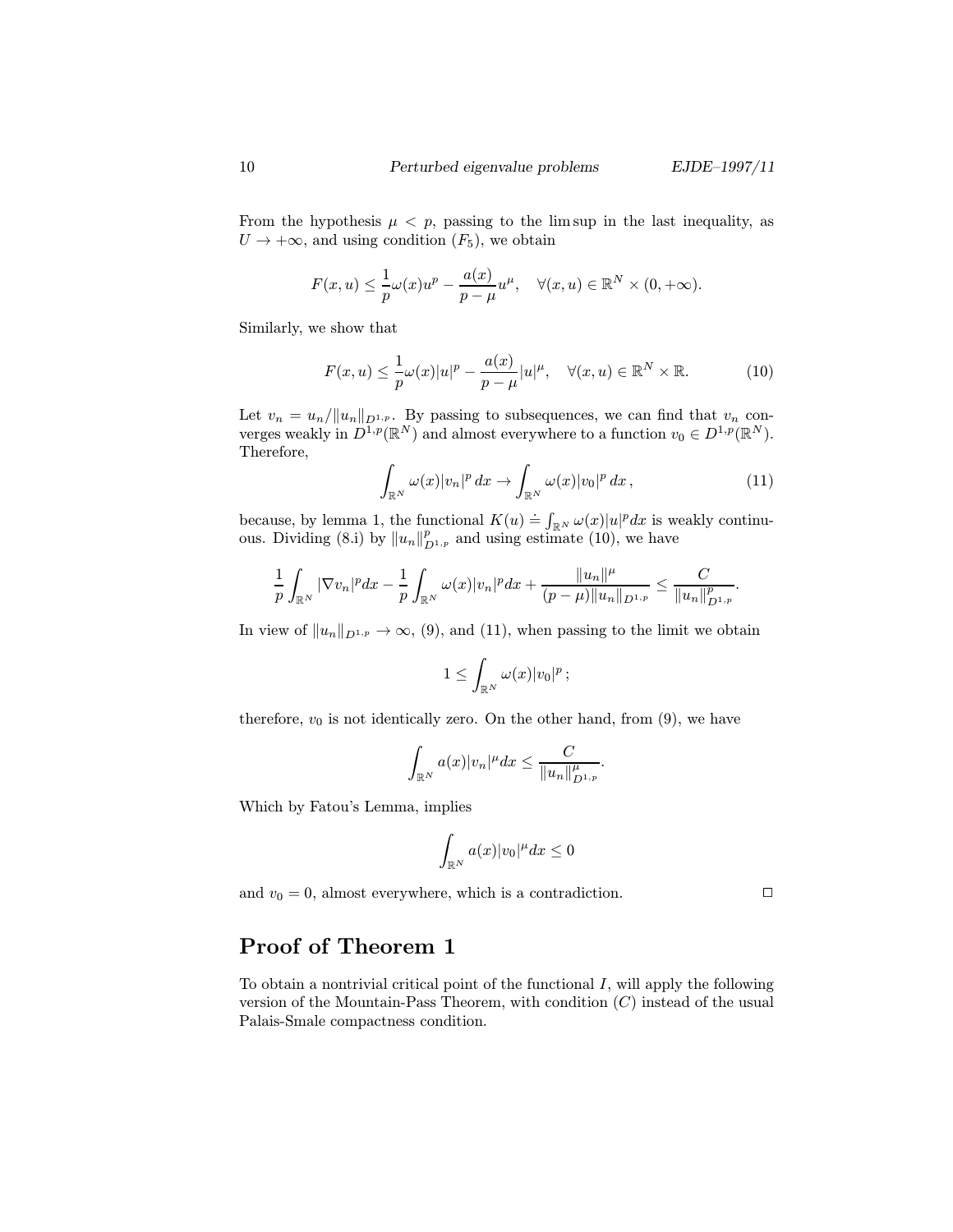From the hypothesis $\mu < p$, passing to the lim sup in the last inequality, as $U \to +\infty$, and using condition $(F_5)$, we obtain

$$F(x,u) \le \frac{1}{p}\omega(x)u^p - \frac{a(x)}{p-\mu}u^\mu, \quad \forall (x,u) \in \mathbb{R}^N \times (0,+\infty).$$

Similarly, we show that

$$F(x,u) \le \frac{1}{p}\omega(x)|u|^p - \frac{a(x)}{p-\mu}|u|^\mu, \quad \forall (x,u) \in \mathbb{R}^N \times \mathbb{R}. \tag{10}$$

Let $v_n = u_n/\|u_n\|_{D^{1,p}}$. By passing to subsequences, we can find that $v_n$ converges weakly in $D^{1,p}(\mathbb{R}^N)$ and almost everywhere to a function $v_0 \in D^{1,p}(\mathbb{R}^N)$. Therefore,

$$\int_{\mathbb{R}^N} \omega(x)|v_n|^p\,dx \to \int_{\mathbb{R}^N} \omega(x)|v_0|^p\,dx\,, \tag{11}$$

because, by lemma 1, the functional $K(u) \doteq \int_{\mathbb{R}^N} \omega(x)|u|^p dx$ is weakly continuous. Dividing (8.i) by $\|u_n\|^p_{D^{1,p}}$ and using estimate (10), we have

$$\frac{1}{p}\int_{\mathbb{R}^N} |\nabla v_n|^p dx - \frac{1}{p}\int_{\mathbb{R}^N} \omega(x)|v_n|^p dx + \frac{\|u_n\|^\mu}{(p-\mu)\|u_n\|_{D^{1,p}}} \le \frac{C}{\|u_n\|^p_{D^{1,p}}}.$$

In view of $\|u_n\|_{D^{1,p}} \to \infty$, (9), and (11), when passing to the limit we obtain

$$1 \le \int_{\mathbb{R}^N} \omega(x)|v_0|^p\,;$$

therefore, $v_0$ is not identically zero. On the other hand, from (9), we have

$$\int_{\mathbb{R}^N} a(x)|v_n|^\mu dx \le \frac{C}{\|u_n\|^\mu_{D^{1,p}}}.$$

Which by Fatou's Lemma, implies

$$\int_{\mathbb{R}^N} a(x)|v_0|^\mu dx \le 0$$

and $v_0 = 0$, almost everywhere, which is a contradiction. □

## Proof of Theorem 1

To obtain a nontrivial critical point of the functional $I$, will apply the following version of the Mountain-Pass Theorem, with condition $(C)$ instead of the usual Palais-Smale compactness condition.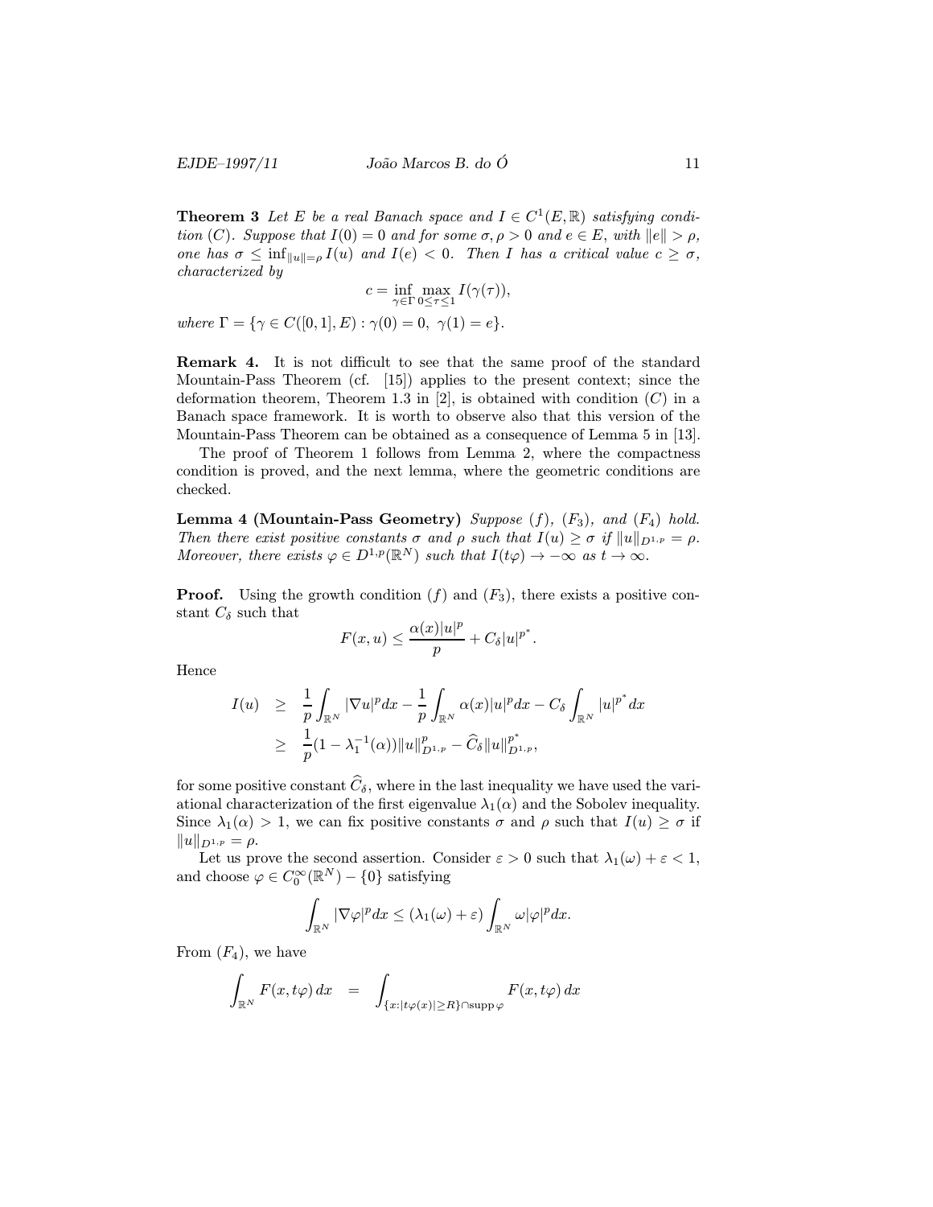**Theorem 3** *Let $E$ be a real Banach space and $I \in C^1(E, \mathbb{R})$ satisfying condition $(C)$. Suppose that $I(0) = 0$ and for some $\sigma, \rho > 0$ and $e \in E$, with $\|e\| > \rho$, one has $\sigma \leq \inf_{\|u\|=\rho} I(u)$ and $I(e) < 0$. Then $I$ has a critical value $c \geq \sigma$, characterized by*

$$c = \inf_{\gamma \in \Gamma} \max_{0 \leq \tau \leq 1} I(\gamma(\tau)),$$

*where $\Gamma = \{\gamma \in C([0,1], E) : \gamma(0) = 0,\ \gamma(1) = e\}$.*

**Remark 4.** It is not difficult to see that the same proof of the standard Mountain-Pass Theorem (cf. [15]) applies to the present context; since the deformation theorem, Theorem 1.3 in [2], is obtained with condition $(C)$ in a Banach space framework. It is worth to observe also that this version of the Mountain-Pass Theorem can be obtained as a consequence of Lemma 5 in [13].

The proof of Theorem 1 follows from Lemma 2, where the compactness condition is proved, and the next lemma, where the geometric conditions are checked.

**Lemma 4 (Mountain-Pass Geometry)** *Suppose $(f)$, $(F_3)$, and $(F_4)$ hold. Then there exist positive constants $\sigma$ and $\rho$ such that $I(u) \geq \sigma$ if $\|u\|_{D^{1,p}} = \rho$. Moreover, there exists $\varphi \in D^{1,p}(\mathbb{R}^N)$ such that $I(t\varphi) \to -\infty$ as $t \to \infty$.*

**Proof.** Using the growth condition $(f)$ and $(F_3)$, there exists a positive constant $C_\delta$ such that

$$F(x,u) \leq \frac{\alpha(x)|u|^p}{p} + C_\delta |u|^{p^*}.$$

Hence

$$\begin{aligned} I(u) &\geq \frac{1}{p}\int_{\mathbb{R}^N} |\nabla u|^p dx - \frac{1}{p}\int_{\mathbb{R}^N} \alpha(x)|u|^p dx - C_\delta \int_{\mathbb{R}^N} |u|^{p^*} dx \\ &\geq \frac{1}{p}(1 - \lambda_1^{-1}(\alpha))\|u\|_{D^{1,p}}^p - \widehat{C}_\delta \|u\|_{D^{1,p}}^{p^*}, \end{aligned}$$

for some positive constant $\widehat{C}_\delta$, where in the last inequality we have used the variational characterization of the first eigenvalue $\lambda_1(\alpha)$ and the Sobolev inequality. Since $\lambda_1(\alpha) > 1$, we can fix positive constants $\sigma$ and $\rho$ such that $I(u) \geq \sigma$ if $\|u\|_{D^{1,p}} = \rho$.

Let us prove the second assertion. Consider $\varepsilon > 0$ such that $\lambda_1(\omega) + \varepsilon < 1$, and choose $\varphi \in C_0^\infty(\mathbb{R}^N) - \{0\}$ satisfying

$$\int_{\mathbb{R}^N} |\nabla \varphi|^p dx \leq (\lambda_1(\omega) + \varepsilon) \int_{\mathbb{R}^N} \omega |\varphi|^p dx.$$

From $(F_4)$, we have

$$\int_{\mathbb{R}^N} F(x, t\varphi)\, dx \quad = \quad \int_{\{x: |t\varphi(x)| \geq R\} \cap \operatorname{supp} \varphi} F(x, t\varphi)\, dx$$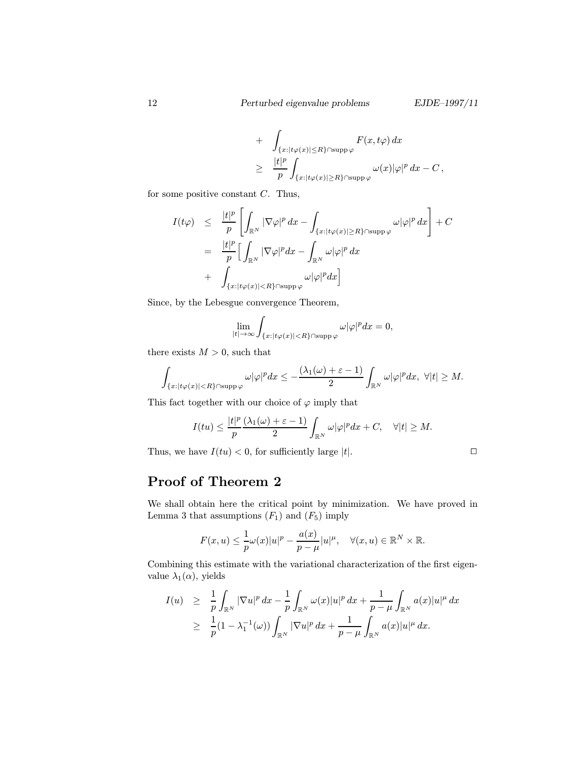$$
\begin{aligned}
&+ \int_{\{x:|t\varphi(x)|\leq R\}\cap \operatorname{supp}\varphi} F(x,t\varphi)\,dx \\
&\geq \frac{|t|^p}{p}\int_{\{x:|t\varphi(x)|\geq R\}\cap \operatorname{supp}\varphi} \omega(x)|\varphi|^p\,dx - C\,,
\end{aligned}
$$

for some positive constant $C$. Thus,

$$
\begin{aligned}
I(t\varphi) &\leq \frac{|t|^p}{p}\left[\int_{\mathbb{R}^N}|\nabla\varphi|^p\,dx - \int_{\{x:|t\varphi(x)|\geq R\}\cap \operatorname{supp}\varphi}\omega|\varphi|^p\,dx\right] + C \\
&= \frac{|t|^p}{p}\Big[\int_{\mathbb{R}^N}|\nabla\varphi|^p dx - \int_{\mathbb{R}^N}\omega|\varphi|^p\,dx \\
&+ \int_{\{x:|t\varphi(x)|<R\}\cap \operatorname{supp}\varphi}\omega|\varphi|^p dx\Big]
\end{aligned}
$$

Since, by the Lebesgue convergence Theorem,

$$
\lim_{|t|\to\infty}\int_{\{x:|t\varphi(x)|<R\}\cap \operatorname{supp}\varphi}\omega|\varphi|^p dx = 0,
$$

there exists $M>0$, such that

$$
\int_{\{x:|t\varphi(x)|<R\}\cap \operatorname{supp}\varphi}\omega|\varphi|^p dx \leq -\frac{(\lambda_1(\omega)+\varepsilon-1)}{2}\int_{\mathbb{R}^N}\omega|\varphi|^p dx,\ \forall |t|\geq M.
$$

This fact together with our choice of $\varphi$ imply that

$$
I(tu) \leq \frac{|t|^p}{p}\frac{(\lambda_1(\omega)+\varepsilon-1)}{2}\int_{\mathbb{R}^N}\omega|\varphi|^p dx + C, \quad \forall |t|\geq M.
$$

Thus, we have $I(tu)<0$, for sufficiently large $|t|$. □

## Proof of Theorem 2

We shall obtain here the critical point by minimization. We have proved in Lemma 3 that assumptions $(F_1)$ and $(F_5)$ imply

$$
F(x,u) \leq \frac{1}{p}\omega(x)|u|^p - \frac{a(x)}{p-\mu}|u|^\mu, \quad \forall (x,u)\in\mathbb{R}^N\times\mathbb{R}.
$$

Combining this estimate with the variational characterization of the first eigenvalue $\lambda_1(\alpha)$, yields

$$
\begin{aligned}
I(u) &\geq \frac{1}{p}\int_{\mathbb{R}^N}|\nabla u|^p\,dx - \frac{1}{p}\int_{\mathbb{R}^N}\omega(x)|u|^p\,dx + \frac{1}{p-\mu}\int_{\mathbb{R}^N}a(x)|u|^\mu\,dx \\
&\geq \frac{1}{p}(1-\lambda_1^{-1}(\omega))\int_{\mathbb{R}^N}|\nabla u|^p\,dx + \frac{1}{p-\mu}\int_{\mathbb{R}^N}a(x)|u|^\mu\,dx.
\end{aligned}
$$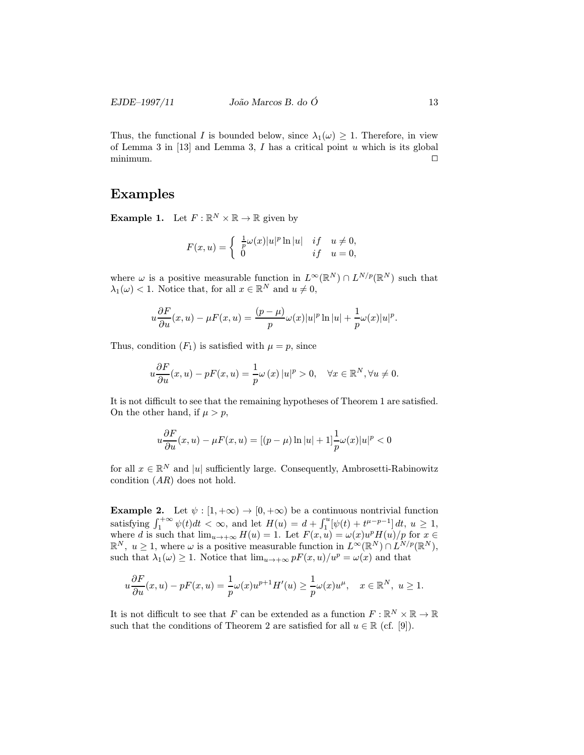Thus, the functional $I$ is bounded below, since $\lambda_1(\omega) \geq 1$. Therefore, in view of Lemma 3 in [13] and Lemma 3, $I$ has a critical point $u$ which is its global minimum. $\square$

## Examples

**Example 1.** Let $F : \mathbb{R}^N \times \mathbb{R} \to \mathbb{R}$ given by

$$F(x,u) = \begin{cases} \frac{1}{p}\omega(x)|u|^p \ln|u| & if \quad u \neq 0, \\ 0 & if \quad u = 0, \end{cases}$$

where $\omega$ is a positive measurable function in $L^\infty(\mathbb{R}^N) \cap L^{N/p}(\mathbb{R}^N)$ such that $\lambda_1(\omega) < 1$. Notice that, for all $x \in \mathbb{R}^N$ and $u \neq 0$,

$$u\frac{\partial F}{\partial u}(x,u) - \mu F(x,u) = \frac{(p-\mu)}{p}\omega(x)|u|^p \ln|u| + \frac{1}{p}\omega(x)|u|^p.$$

Thus, condition $(F_1)$ is satisfied with $\mu = p$, since

$$u\frac{\partial F}{\partial u}(x,u) - pF(x,u) = \frac{1}{p}\omega\left(x\right)|u|^p > 0, \quad \forall x \in \mathbb{R}^N, \forall u \neq 0.$$

It is not difficult to see that the remaining hypotheses of Theorem 1 are satisfied. On the other hand, if $\mu > p$,

$$u\frac{\partial F}{\partial u}(x,u) - \mu F(x,u) = [(p-\mu)\ln|u| + 1]\frac{1}{p}\omega(x)|u|^p < 0$$

for all $x \in \mathbb{R}^N$ and $|u|$ sufficiently large. Consequently, Ambrosetti-Rabinowitz condition $(AR)$ does not hold.

**Example 2.** Let $\psi : [1, +\infty) \to [0, +\infty)$ be a continuous nontrivial function satisfying $\int_1^{+\infty} \psi(t)dt < \infty$, and let $H(u) = d + \int_1^u [\psi(t) + t^{\mu-p-1}]\, dt$, $u \geq 1$, where $d$ is such that $\lim_{u\to+\infty} H(u) = 1$. Let $F(x,u) = \omega(x)u^p H(u)/p$ for $x \in \mathbb{R}^N$, $u \geq 1$, where $\omega$ is a positive measurable function in $L^\infty(\mathbb{R}^N) \cap L^{N/p}(\mathbb{R}^N)$, such that $\lambda_1(\omega) \geq 1$. Notice that $\lim_{u\to+\infty} pF(x,u)/u^p = \omega(x)$ and that

$$u\frac{\partial F}{\partial u}(x,u) - pF(x,u) = \frac{1}{p}\omega(x)u^{p+1}H'(u) \geq \frac{1}{p}\omega(x)u^\mu, \quad x \in \mathbb{R}^N,\ u \geq 1.$$

It is not difficult to see that $F$ can be extended as a function $F : \mathbb{R}^N \times \mathbb{R} \to \mathbb{R}$ such that the conditions of Theorem 2 are satisfied for all $u \in \mathbb{R}$ (cf. [9]).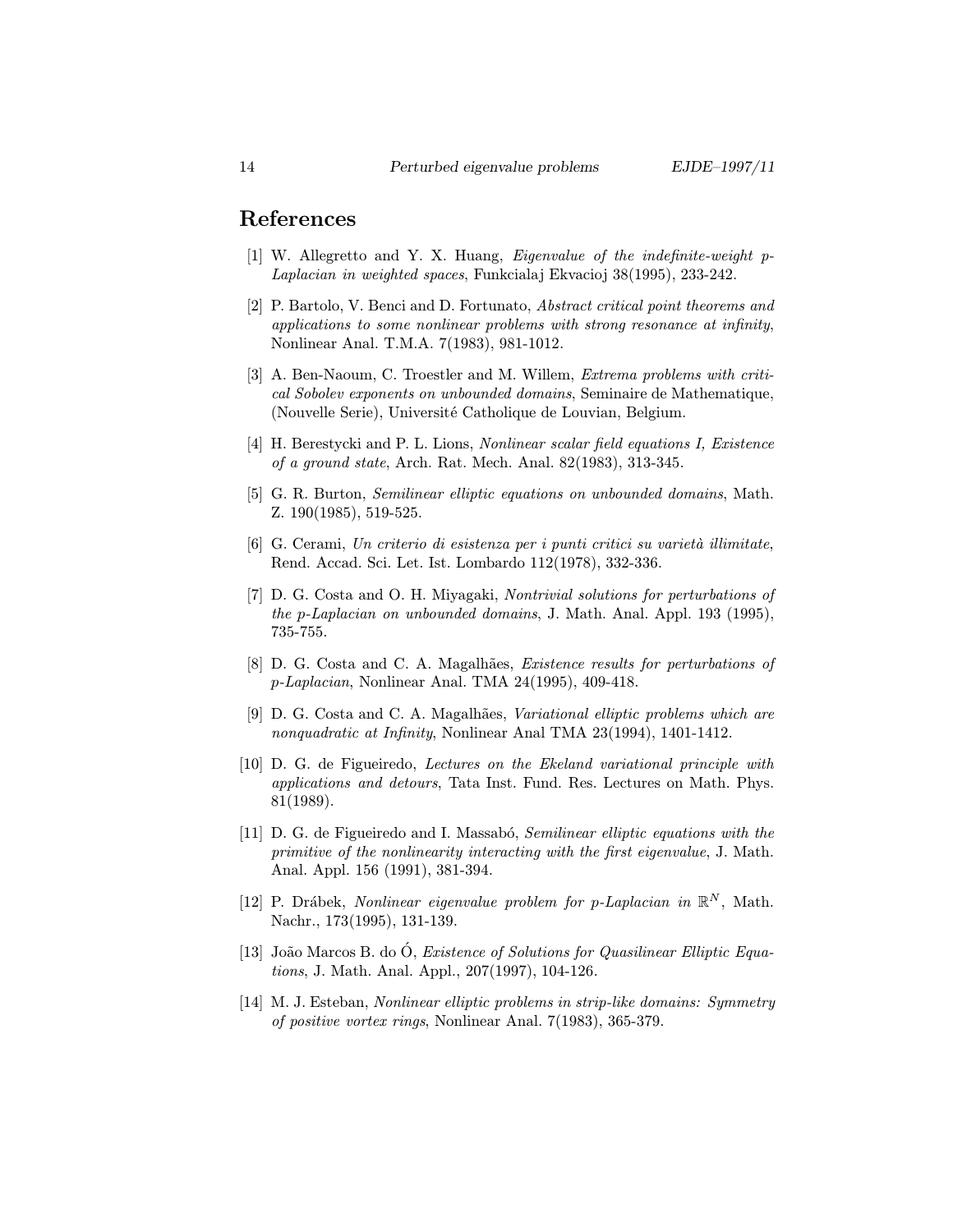## References

[1] W. Allegretto and Y. X. Huang, *Eigenvalue of the indefinite-weight p-Laplacian in weighted spaces*, Funkcialaj Ekvacioj 38(1995), 233-242.

[2] P. Bartolo, V. Benci and D. Fortunato, *Abstract critical point theorems and applications to some nonlinear problems with strong resonance at infinity*, Nonlinear Anal. T.M.A. 7(1983), 981-1012.

[3] A. Ben-Naoum, C. Troestler and M. Willem, *Extrema problems with critical Sobolev exponents on unbounded domains*, Seminaire de Mathematique, (Nouvelle Serie), Université Catholique de Louvian, Belgium.

[4] H. Berestycki and P. L. Lions, *Nonlinear scalar field equations I, Existence of a ground state*, Arch. Rat. Mech. Anal. 82(1983), 313-345.

[5] G. R. Burton, *Semilinear elliptic equations on unbounded domains*, Math. Z. 190(1985), 519-525.

[6] G. Cerami, *Un criterio di esistenza per i punti critici su varietà illimitate*, Rend. Accad. Sci. Let. Ist. Lombardo 112(1978), 332-336.

[7] D. G. Costa and O. H. Miyagaki, *Nontrivial solutions for perturbations of the p-Laplacian on unbounded domains*, J. Math. Anal. Appl. 193 (1995), 735-755.

[8] D. G. Costa and C. A. Magalhães, *Existence results for perturbations of p-Laplacian*, Nonlinear Anal. TMA 24(1995), 409-418.

[9] D. G. Costa and C. A. Magalhães, *Variational elliptic problems which are nonquadratic at Infinity*, Nonlinear Anal TMA 23(1994), 1401-1412.

[10] D. G. de Figueiredo, *Lectures on the Ekeland variational principle with applications and detours*, Tata Inst. Fund. Res. Lectures on Math. Phys. 81(1989).

[11] D. G. de Figueiredo and I. Massabó, *Semilinear elliptic equations with the primitive of the nonlinearity interacting with the first eigenvalue*, J. Math. Anal. Appl. 156 (1991), 381-394.

[12] P. Drábek, *Nonlinear eigenvalue problem for p-Laplacian in* $\mathbb{R}^N$, Math. Nachr., 173(1995), 131-139.

[13] João Marcos B. do Ó, *Existence of Solutions for Quasilinear Elliptic Equations*, J. Math. Anal. Appl., 207(1997), 104-126.

[14] M. J. Esteban, *Nonlinear elliptic problems in strip-like domains: Symmetry of positive vortex rings*, Nonlinear Anal. 7(1983), 365-379.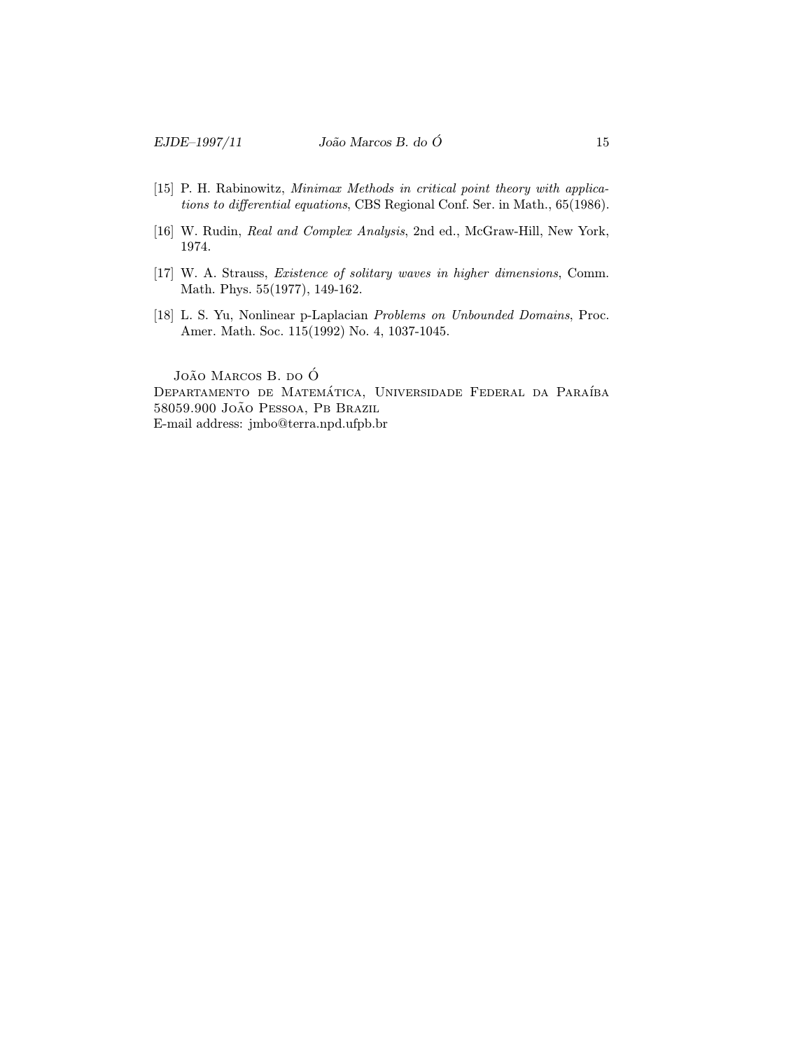[15] P. H. Rabinowitz, *Minimax Methods in critical point theory with applications to differential equations*, CBS Regional Conf. Ser. in Math., 65(1986).

[16] W. Rudin, *Real and Complex Analysis*, 2nd ed., McGraw-Hill, New York, 1974.

[17] W. A. Strauss, *Existence of solitary waves in higher dimensions*, Comm. Math. Phys. 55(1977), 149-162.

[18] L. S. Yu, Nonlinear p-Laplacian *Problems on Unbounded Domains*, Proc. Amer. Math. Soc. 115(1992) No. 4, 1037-1045.

João Marcos B. do Ó
Departamento de Matemática, Universidade Federal da Paraíba
58059.900 João Pessoa, Pb Brazil
E-mail address: jmbo@terra.npd.ufpb.br